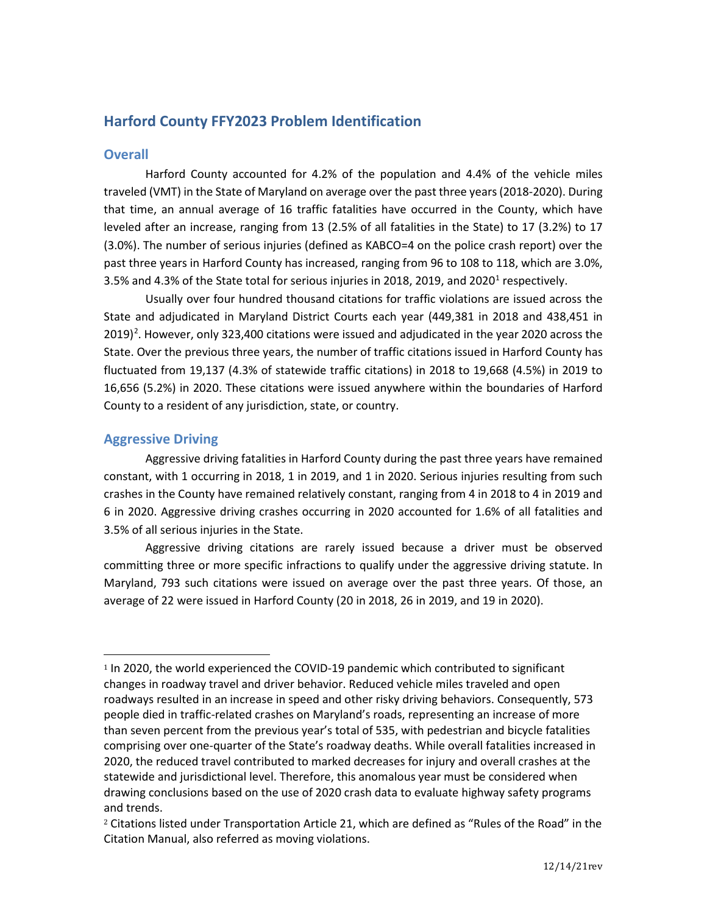# Harford County FFY2023 Problem Identification

## Overall

Harford County accounted for 4.2% of the population and 4.4% of the vehicle miles traveled (VMT) in the State of Maryland on average over the past three years (2018-2020). During that time, an annual average of 16 traffic fatalities have occurred in the County, which have leveled after an increase, ranging from 13 (2.5% of all fatalities in the State) to 17 (3.2%) to 17 (3.0%). The number of serious injuries (defined as KABCO=4 on the police crash report) over the past three years in Harford County has increased, ranging from 96 to 108 to 118, which are 3.0%, 3.5% and 4.3% of the State total for serious injuries in 2018, 2019, and 2020[1] respectively.

Usually over four hundred thousand citations for traffic violations are issued across the State and adjudicated in Maryland District Courts each year (449,381 in 2018 and 438,451 in 2019)[2]. However, only 323,400 citations were issued and adjudicated in the year 2020 across the State. Over the previous three years, the number of traffic citations issued in Harford County has fluctuated from 19,137 (4.3% of statewide traffic citations) in 2018 to 19,668 (4.5%) in 2019 to 16,656 (5.2%) in 2020. These citations were issued anywhere within the boundaries of Harford County to a resident of any jurisdiction, state, or country.

## Aggressive Driving

Aggressive driving fatalities in Harford County during the past three years have remained constant, with 1 occurring in 2018, 1 in 2019, and 1 in 2020. Serious injuries resulting from such crashes in the County have remained relatively constant, ranging from 4 in 2018 to 4 in 2019 and 6 in 2020. Aggressive driving crashes occurring in 2020 accounted for 1.6% of all fatalities and 3.5% of all serious injuries in the State.

Aggressive driving citations are rarely issued because a driver must be observed committing three or more specific infractions to qualify under the aggressive driving statute. In Maryland, 793 such citations were issued on average over the past three years. Of those, an average of 22 were issued in Harford County (20 in 2018, 26 in 2019, and 19 in 2020).

---

[1] In 2020, the world experienced the COVID-19 pandemic which contributed to significant changes in roadway travel and driver behavior. Reduced vehicle miles traveled and open roadways resulted in an increase in speed and other risky driving behaviors. Consequently, 573 people died in traffic-related crashes on Maryland's roads, representing an increase of more than seven percent from the previous year's total of 535, with pedestrian and bicycle fatalities comprising over one-quarter of the State's roadway deaths. While overall fatalities increased in 2020, the reduced travel contributed to marked decreases for injury and overall crashes at the statewide and jurisdictional level. Therefore, this anomalous year must be considered when drawing conclusions based on the use of 2020 crash data to evaluate highway safety programs and trends.

[2] Citations listed under Transportation Article 21, which are defined as "Rules of the Road" in the Citation Manual, also referred as moving violations.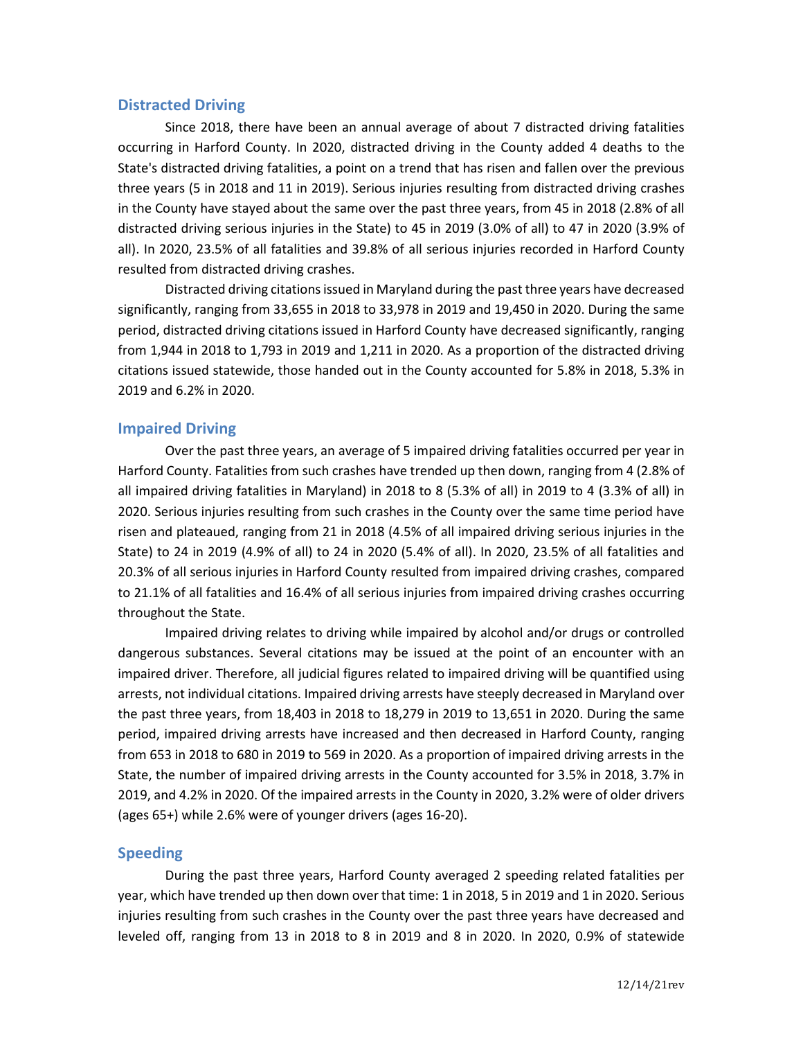## Distracted Driving

Since 2018, there have been an annual average of about 7 distracted driving fatalities occurring in Harford County. In 2020, distracted driving in the County added 4 deaths to the State's distracted driving fatalities, a point on a trend that has risen and fallen over the previous three years (5 in 2018 and 11 in 2019). Serious injuries resulting from distracted driving crashes in the County have stayed about the same over the past three years, from 45 in 2018 (2.8% of all distracted driving serious injuries in the State) to 45 in 2019 (3.0% of all) to 47 in 2020 (3.9% of all). In 2020, 23.5% of all fatalities and 39.8% of all serious injuries recorded in Harford County resulted from distracted driving crashes.

Distracted driving citations issued in Maryland during the past three years have decreased significantly, ranging from 33,655 in 2018 to 33,978 in 2019 and 19,450 in 2020. During the same period, distracted driving citations issued in Harford County have decreased significantly, ranging from 1,944 in 2018 to 1,793 in 2019 and 1,211 in 2020. As a proportion of the distracted driving citations issued statewide, those handed out in the County accounted for 5.8% in 2018, 5.3% in 2019 and 6.2% in 2020.

## Impaired Driving

Over the past three years, an average of 5 impaired driving fatalities occurred per year in Harford County. Fatalities from such crashes have trended up then down, ranging from 4 (2.8% of all impaired driving fatalities in Maryland) in 2018 to 8 (5.3% of all) in 2019 to 4 (3.3% of all) in 2020. Serious injuries resulting from such crashes in the County over the same time period have risen and plateaued, ranging from 21 in 2018 (4.5% of all impaired driving serious injuries in the State) to 24 in 2019 (4.9% of all) to 24 in 2020 (5.4% of all). In 2020, 23.5% of all fatalities and 20.3% of all serious injuries in Harford County resulted from impaired driving crashes, compared to 21.1% of all fatalities and 16.4% of all serious injuries from impaired driving crashes occurring throughout the State.

Impaired driving relates to driving while impaired by alcohol and/or drugs or controlled dangerous substances. Several citations may be issued at the point of an encounter with an impaired driver. Therefore, all judicial figures related to impaired driving will be quantified using arrests, not individual citations. Impaired driving arrests have steeply decreased in Maryland over the past three years, from 18,403 in 2018 to 18,279 in 2019 to 13,651 in 2020. During the same period, impaired driving arrests have increased and then decreased in Harford County, ranging from 653 in 2018 to 680 in 2019 to 569 in 2020. As a proportion of impaired driving arrests in the State, the number of impaired driving arrests in the County accounted for 3.5% in 2018, 3.7% in 2019, and 4.2% in 2020. Of the impaired arrests in the County in 2020, 3.2% were of older drivers (ages 65+) while 2.6% were of younger drivers (ages 16-20).

## Speeding

During the past three years, Harford County averaged 2 speeding related fatalities per year, which have trended up then down over that time: 1 in 2018, 5 in 2019 and 1 in 2020. Serious injuries resulting from such crashes in the County over the past three years have decreased and leveled off, ranging from 13 in 2018 to 8 in 2019 and 8 in 2020. In 2020, 0.9% of statewide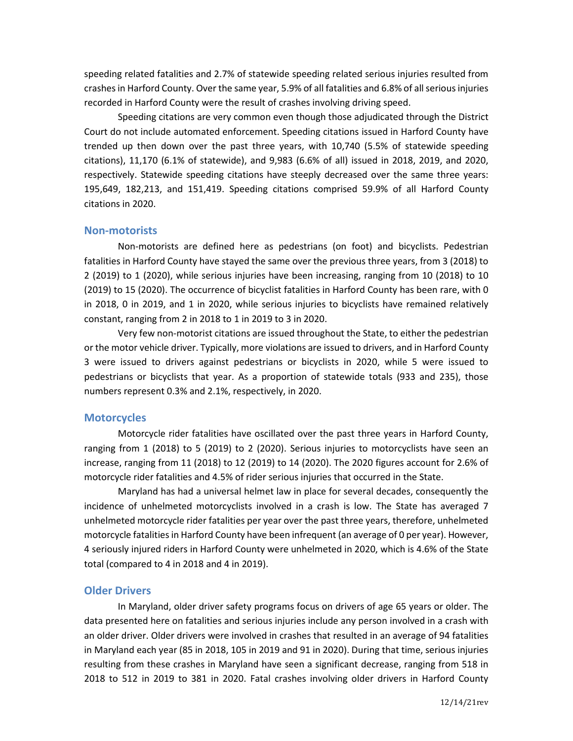speeding related fatalities and 2.7% of statewide speeding related serious injuries resulted from crashes in Harford County. Over the same year, 5.9% of all fatalities and 6.8% of all serious injuries recorded in Harford County were the result of crashes involving driving speed.

Speeding citations are very common even though those adjudicated through the District Court do not include automated enforcement. Speeding citations issued in Harford County have trended up then down over the past three years, with 10,740 (5.5% of statewide speeding citations), 11,170 (6.1% of statewide), and 9,983 (6.6% of all) issued in 2018, 2019, and 2020, respectively. Statewide speeding citations have steeply decreased over the same three years: 195,649, 182,213, and 151,419. Speeding citations comprised 59.9% of all Harford County citations in 2020.

## Non-motorists

Non-motorists are defined here as pedestrians (on foot) and bicyclists. Pedestrian fatalities in Harford County have stayed the same over the previous three years, from 3 (2018) to 2 (2019) to 1 (2020), while serious injuries have been increasing, ranging from 10 (2018) to 10 (2019) to 15 (2020). The occurrence of bicyclist fatalities in Harford County has been rare, with 0 in 2018, 0 in 2019, and 1 in 2020, while serious injuries to bicyclists have remained relatively constant, ranging from 2 in 2018 to 1 in 2019 to 3 in 2020.

Very few non-motorist citations are issued throughout the State, to either the pedestrian or the motor vehicle driver. Typically, more violations are issued to drivers, and in Harford County 3 were issued to drivers against pedestrians or bicyclists in 2020, while 5 were issued to pedestrians or bicyclists that year. As a proportion of statewide totals (933 and 235), those numbers represent 0.3% and 2.1%, respectively, in 2020.

## Motorcycles

Motorcycle rider fatalities have oscillated over the past three years in Harford County, ranging from 1 (2018) to 5 (2019) to 2 (2020). Serious injuries to motorcyclists have seen an increase, ranging from 11 (2018) to 12 (2019) to 14 (2020). The 2020 figures account for 2.6% of motorcycle rider fatalities and 4.5% of rider serious injuries that occurred in the State.

Maryland has had a universal helmet law in place for several decades, consequently the incidence of unhelmeted motorcyclists involved in a crash is low. The State has averaged 7 unhelmeted motorcycle rider fatalities per year over the past three years, therefore, unhelmeted motorcycle fatalities in Harford County have been infrequent (an average of 0 per year). However, 4 seriously injured riders in Harford County were unhelmeted in 2020, which is 4.6% of the State total (compared to 4 in 2018 and 4 in 2019).

## Older Drivers

In Maryland, older driver safety programs focus on drivers of age 65 years or older. The data presented here on fatalities and serious injuries include any person involved in a crash with an older driver. Older drivers were involved in crashes that resulted in an average of 94 fatalities in Maryland each year (85 in 2018, 105 in 2019 and 91 in 2020). During that time, serious injuries resulting from these crashes in Maryland have seen a significant decrease, ranging from 518 in 2018 to 512 in 2019 to 381 in 2020. Fatal crashes involving older drivers in Harford County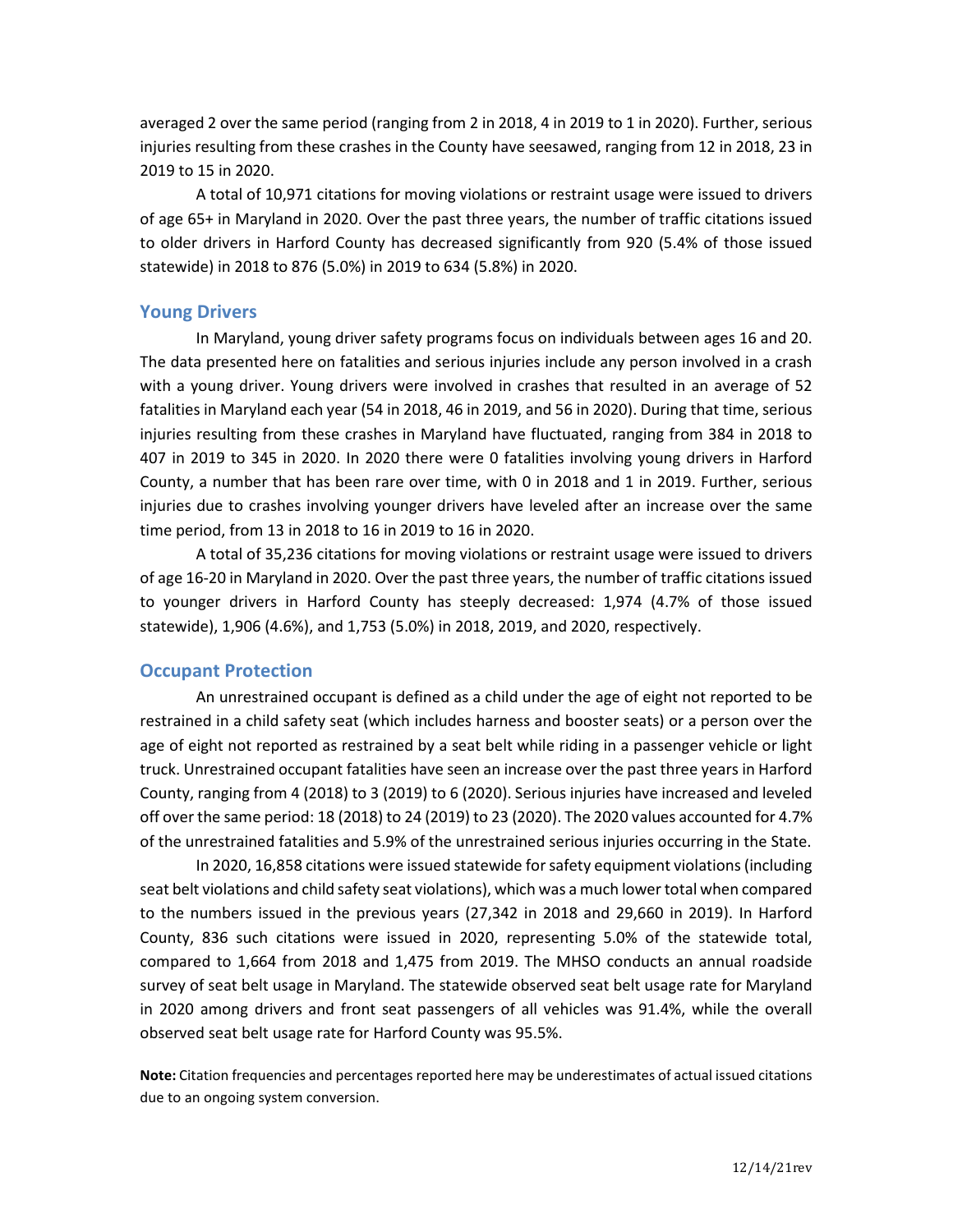averaged 2 over the same period (ranging from 2 in 2018, 4 in 2019 to 1 in 2020). Further, serious injuries resulting from these crashes in the County have seesawed, ranging from 12 in 2018, 23 in 2019 to 15 in 2020.

A total of 10,971 citations for moving violations or restraint usage were issued to drivers of age 65+ in Maryland in 2020. Over the past three years, the number of traffic citations issued to older drivers in Harford County has decreased significantly from 920 (5.4% of those issued statewide) in 2018 to 876 (5.0%) in 2019 to 634 (5.8%) in 2020.

## Young Drivers

In Maryland, young driver safety programs focus on individuals between ages 16 and 20. The data presented here on fatalities and serious injuries include any person involved in a crash with a young driver. Young drivers were involved in crashes that resulted in an average of 52 fatalities in Maryland each year (54 in 2018, 46 in 2019, and 56 in 2020). During that time, serious injuries resulting from these crashes in Maryland have fluctuated, ranging from 384 in 2018 to 407 in 2019 to 345 in 2020. In 2020 there were 0 fatalities involving young drivers in Harford County, a number that has been rare over time, with 0 in 2018 and 1 in 2019. Further, serious injuries due to crashes involving younger drivers have leveled after an increase over the same time period, from 13 in 2018 to 16 in 2019 to 16 in 2020.

A total of 35,236 citations for moving violations or restraint usage were issued to drivers of age 16-20 in Maryland in 2020. Over the past three years, the number of traffic citations issued to younger drivers in Harford County has steeply decreased: 1,974 (4.7% of those issued statewide), 1,906 (4.6%), and 1,753 (5.0%) in 2018, 2019, and 2020, respectively.

## Occupant Protection

An unrestrained occupant is defined as a child under the age of eight not reported to be restrained in a child safety seat (which includes harness and booster seats) or a person over the age of eight not reported as restrained by a seat belt while riding in a passenger vehicle or light truck. Unrestrained occupant fatalities have seen an increase over the past three years in Harford County, ranging from 4 (2018) to 3 (2019) to 6 (2020). Serious injuries have increased and leveled off over the same period: 18 (2018) to 24 (2019) to 23 (2020). The 2020 values accounted for 4.7% of the unrestrained fatalities and 5.9% of the unrestrained serious injuries occurring in the State.

In 2020, 16,858 citations were issued statewide for safety equipment violations (including seat belt violations and child safety seat violations), which was a much lower total when compared to the numbers issued in the previous years (27,342 in 2018 and 29,660 in 2019). In Harford County, 836 such citations were issued in 2020, representing 5.0% of the statewide total, compared to 1,664 from 2018 and 1,475 from 2019. The MHSO conducts an annual roadside survey of seat belt usage in Maryland. The statewide observed seat belt usage rate for Maryland in 2020 among drivers and front seat passengers of all vehicles was 91.4%, while the overall observed seat belt usage rate for Harford County was 95.5%.

**Note:** Citation frequencies and percentages reported here may be underestimates of actual issued citations due to an ongoing system conversion.

12/14/21rev